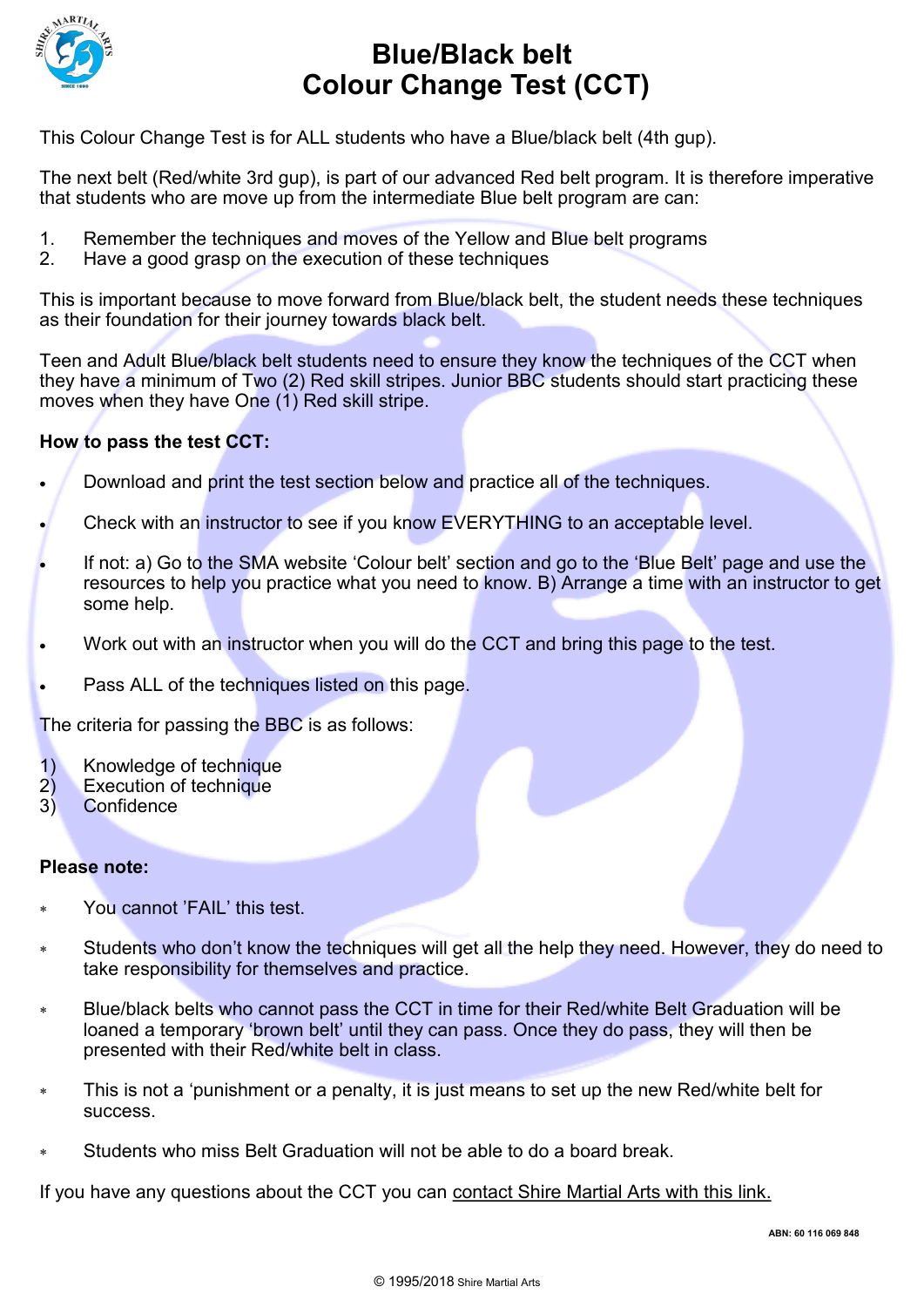# Blue/Black belt
# Colour Change Test (CCT)

This Colour Change Test is for ALL students who have a Blue/black belt (4th gup).

The next belt (Red/white 3rd gup), is part of our advanced Red belt program. It is therefore imperative that students who are move up from the intermediate Blue belt program are can:

1. Remember the techniques and moves of the Yellow and Blue belt programs
2. Have a good grasp on the execution of these techniques

This is important because to move forward from Blue/black belt, the student needs these techniques as their foundation for their journey towards black belt.

Teen and Adult Blue/black belt students need to ensure they know the techniques of the CCT when they have a minimum of Two (2) Red skill stripes. Junior BBC students should start practicing these moves when they have One (1) Red skill stripe.

**How to pass the test CCT:**

- Download and print the test section below and practice all of the techniques.
- Check with an instructor to see if you know EVERYTHING to an acceptable level.
- If not: a) Go to the SMA website 'Colour belt' section and go to the 'Blue Belt' page and use the resources to help you practice what you need to know. B) Arrange a time with an instructor to get some help.
- Work out with an instructor when you will do the CCT and bring this page to the test.
- Pass ALL of the techniques listed on this page.

The criteria for passing the BBC is as follows:

1) Knowledge of technique
2) Execution of technique
3) Confidence

**Please note:**

- You cannot 'FAIL' this test.
- Students who don't know the techniques will get all the help they need. However, they do need to take responsibility for themselves and practice.
- Blue/black belts who cannot pass the CCT in time for their Red/white Belt Graduation will be loaned a temporary 'brown belt' until they can pass. Once they do pass, they will then be presented with their Red/white belt in class.
- This is not a 'punishment or a penalty, it is just means to set up the new Red/white belt for success.
- Students who miss Belt Graduation will not be able to do a board break.

If you have any questions about the CCT you can contact Shire Martial Arts with this link.

ABN: 60 116 069 848

© 1995/2018 Shire Martial Arts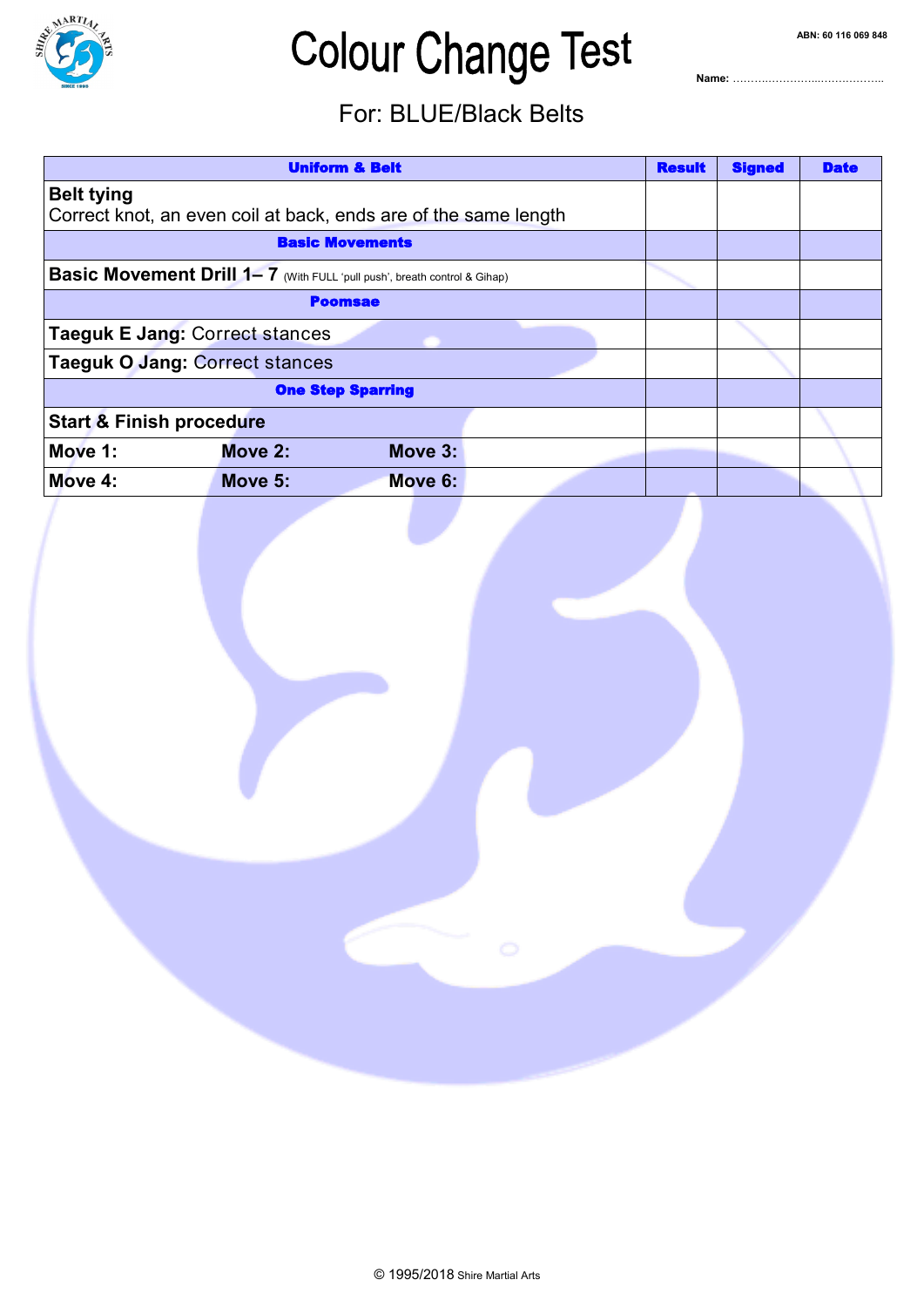# Colour Change Test

ABN: 60 116 069 848

Name: ……………………..……………

For: BLUE/Black Belts

| Uniform & Belt | Result | Signed | Date |
|---|---|---|---|
| **Belt tying**<br>Correct knot, an even coil at back, ends are of the same length | | | |
| **Basic Movements** | | | |
| **Basic Movement Drill 1– 7** (With FULL 'pull push', breath control & Gihap) | | | |
| **Poomsae** | | | |
| **Taeguk E Jang:** Correct stances | | | |
| **Taeguk O Jang:** Correct stances | | | |
| **One Step Sparring** | | | |
| **Start & Finish procedure** | | | |
| **Move 1:** **Move 2:** **Move 3:** | | | |
| **Move 4:** **Move 5:** **Move 6:** | | | |

© 1995/2018 Shire Martial Arts